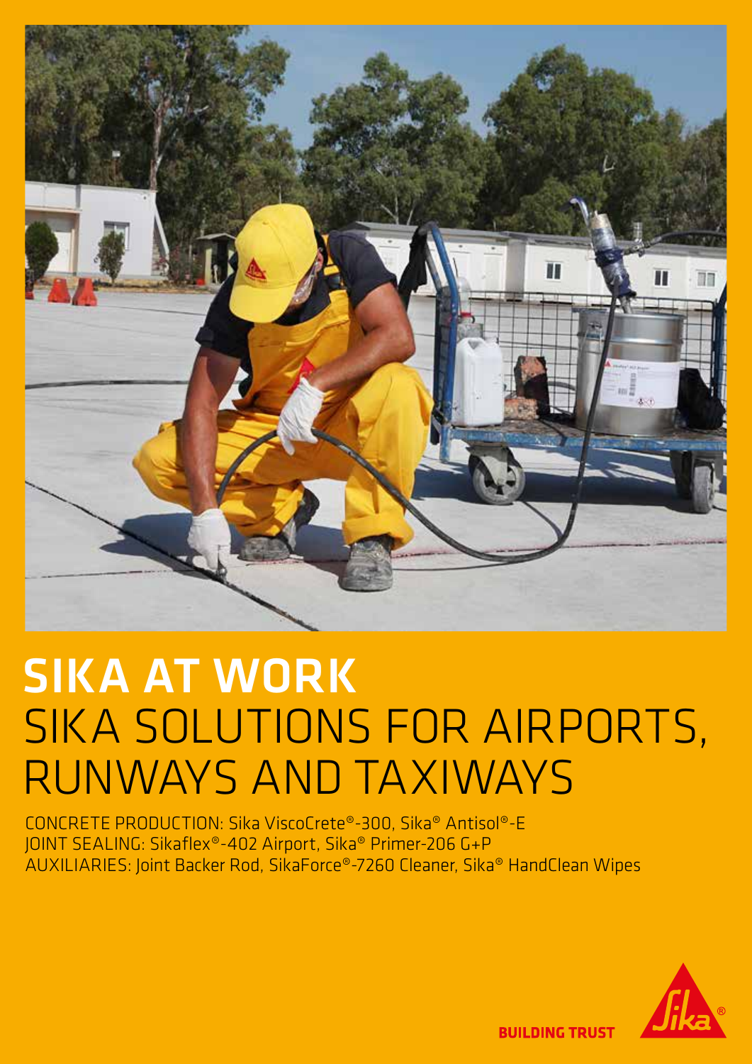# SIKA AT WORK

## SIKA SOLUTIONS FOR AIRPORTS, RUNWAYS AND TAXIWAYS

CONCRETE PRODUCTION: Sika ViscoCrete®-300, Sika® Antisol®-E
JOINT SEALING: Sikaflex®-402 Airport, Sika® Primer-206 G+P
AUXILIARIES: Joint Backer Rod, SikaForce®-7260 Cleaner, Sika® HandClean Wipes

BUILDING TRUST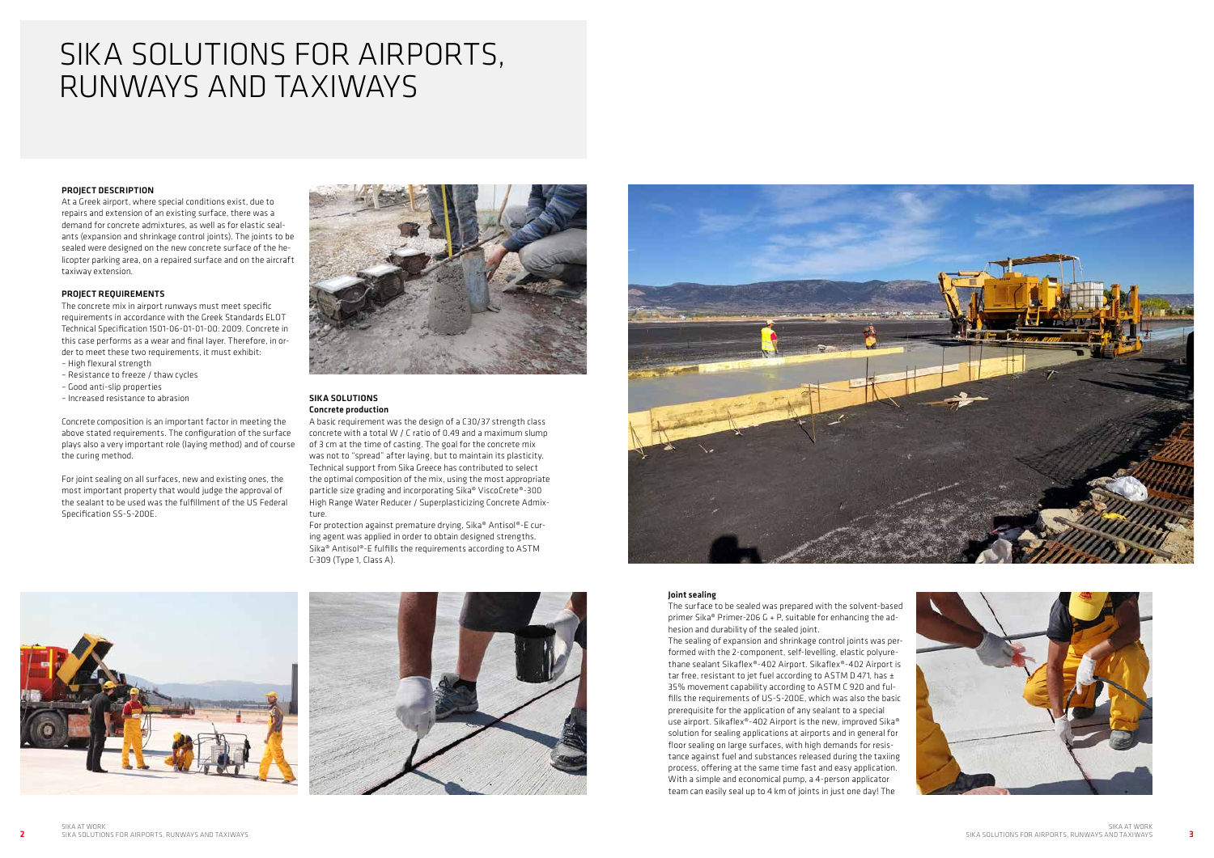# SIKA SOLUTIONS FOR AIRPORTS, RUNWAYS AND TAXIWAYS

**PROJECT DESCRIPTION**

At a Greek airport, where special conditions exist, due to repairs and extension of an existing surface, there was a demand for concrete admixtures, as well as for elastic sealants (expansion and shrinkage control joints). The joints to be sealed were designed on the new concrete surface of the helicopter parking area, on a repaired surface and on the aircraft taxiway extension.

**PROJECT REQUIREMENTS**

The concrete mix in airport runways must meet specific requirements in accordance with the Greek Standards ELOT Technical Specification 1501-06-01-01-00: 2009. Concrete in this case performs as a wear and final layer. Therefore, in order to meet these two requirements, it must exhibit:

- High flexural strength
- Resistance to freeze / thaw cycles
- Good anti-slip properties
- Increased resistance to abrasion

Concrete composition is an important factor in meeting the above stated requirements. The configuration of the surface plays also a very important role (laying method) and of course the curing method.

For joint sealing on all surfaces, new and existing ones, the most important property that would judge the approval of the sealant to be used was the fulfillment of the US Federal Specification SS-S-200E.

**SIKA SOLUTIONS**

**Concrete production**

A basic requirement was the design of a C30/37 strength class concrete with a total W / C ratio of 0.49 and a maximum slump of 3 cm at the time of casting. The goal for the concrete mix was not to "spread" after laying, but to maintain its plasticity. Technical support from Sika Greece has contributed to select the optimal composition of the mix, using the most appropriate particle size grading and incorporating Sika® ViscoCrete®-300 High Range Water Reducer / Superplasticizing Concrete Admixture.

For protection against premature drying, Sika® Antisol®-E curing agent was applied in order to obtain designed strengths. Sika® Antisol®-E fulfills the requirements according to ASTM C-309 (Type 1, Class A).

**Joint sealing**

The surface to be sealed was prepared with the solvent-based primer Sika® Primer-206 G + P, suitable for enhancing the adhesion and durability of the sealed joint.

The sealing of expansion and shrinkage control joints was performed with the 2-component, self-levelling, elastic polyurethane sealant Sikaflex®-402 Airport. Sikaflex®-402 Airport is tar free, resistant to jet fuel according to ASTM D 471, has ± 35% movement capability according to ASTM C 920 and fulfills the requirements of US-S-200E, which was also the basic prerequisite for the application of any sealant to a special use airport. Sikaflex®-402 Airport is the new, improved Sika® solution for sealing applications at airports and in general for floor sealing on large surfaces, with high demands for resistance against fuel and substances released during the taxiing process, offering at the same time fast and easy application. With a simple and economical pump, a 4-person applicator team can easily seal up to 4 km of joints in just one day! The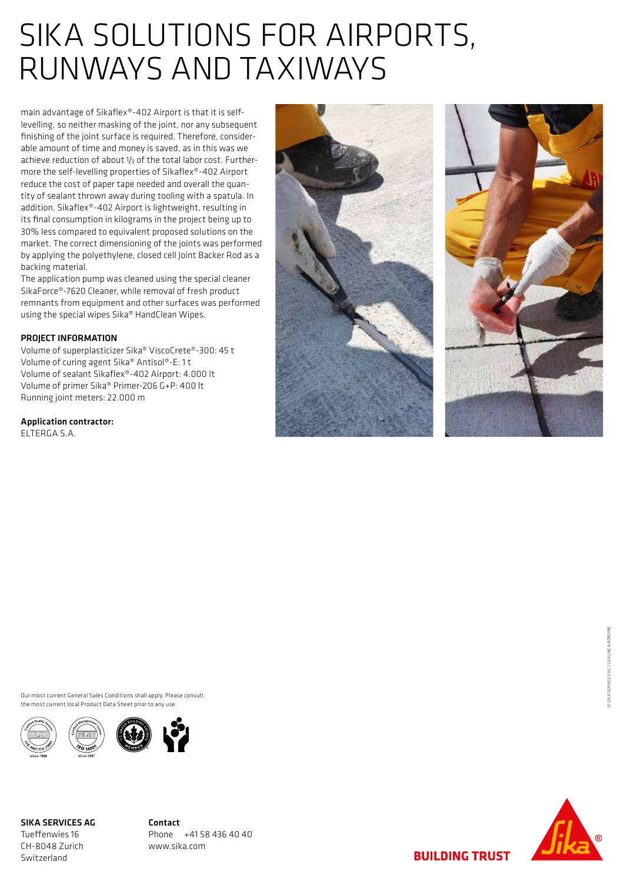# SIKA SOLUTIONS FOR AIRPORTS, RUNWAYS AND TAXIWAYS

main advantage of Sikaflex®-402 Airport is that it is self-levelling, so neither masking of the joint, nor any subsequent finishing of the joint surface is required. Therefore, considerable amount of time and money is saved, as in this was we achieve reduction of about 1/3 of the total labor cost. Furthermore the self-levelling properties of Sikaflex®-402 Airport reduce the cost of paper tape needed and overall the quantity of sealant thrown away during tooling with a spatula. In addition, Sikaflex®-402 Airport is lightweight, resulting in its final consumption in kilograms in the project being up to 30% less compared to equivalent proposed solutions on the market. The correct dimensioning of the joints was performed by applying the polyethylene, closed cell Joint Backer Rod as a backing material.

The application pump was cleaned using the special cleaner SikaForce®-7620 Cleaner, while removal of fresh product remnants from equipment and other surfaces was performed using the special wipes Sika® HandClean Wipes.

**PROJECT INFORMATION**

Volume of superplasticizer Sika® ViscoCrete®-300: 45 t
Volume of curing agent Sika® Antisol®-E: 1 t
Volume of sealant Sikaflex®-402 Airport: 4.000 lt
Volume of primer Sika® Primer-206 G+P: 400 lt
Running joint meters: 22.000 m

**Application contractor:**
ELTERGA S.A.

Our most current General Sales Conditions shall apply. Please consult the most current local Product Data Sheet prior to any use.

**SIKA SERVICES AG**
Tueffenwies 16
CH-8048 Zurich
Switzerland

**Contact**
Phone +41 58 436 40 40
www.sika.com

**BUILDING TRUST**

© SIKA SERVICES AG / SEALING & BONDING